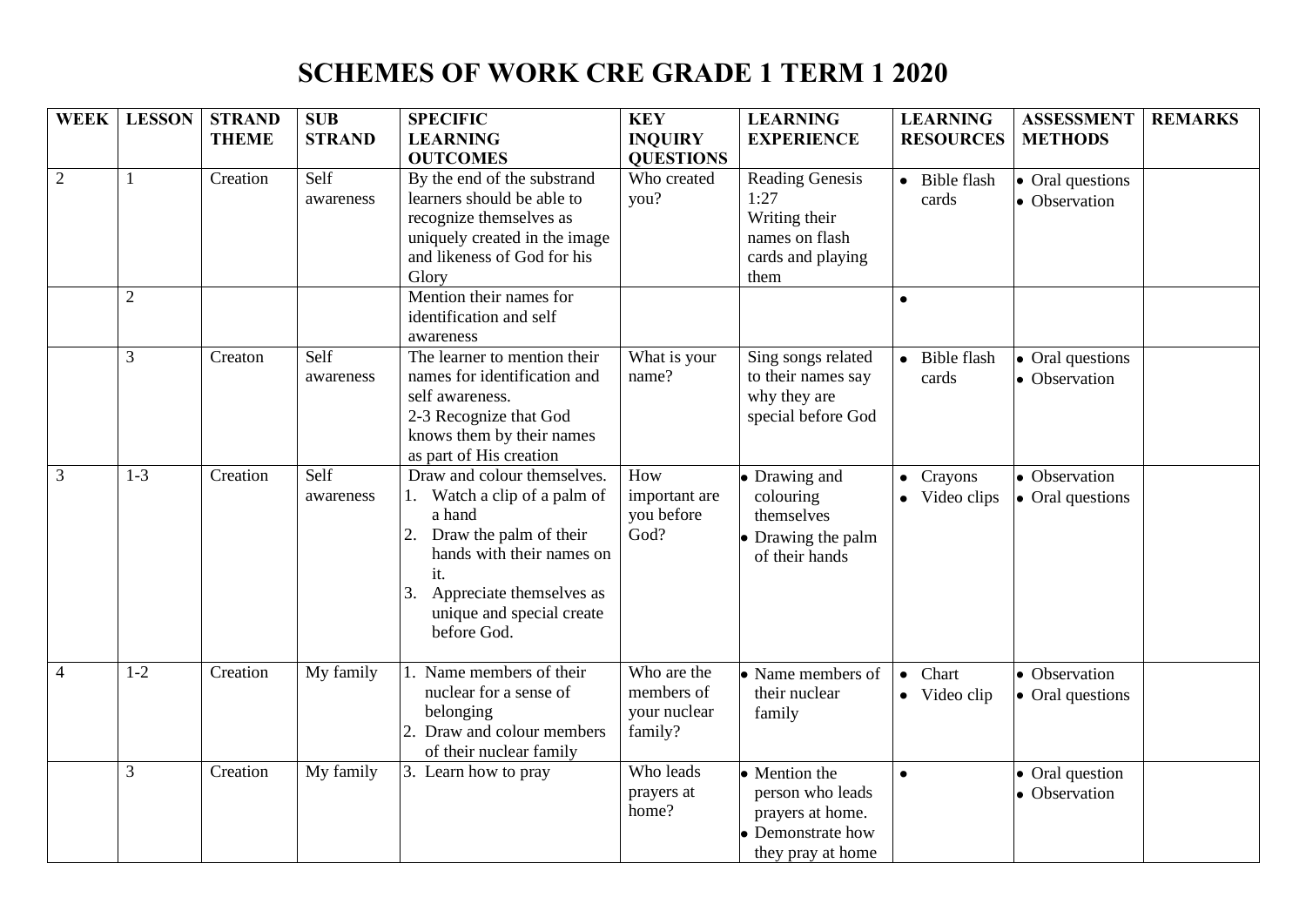# SCHEMES OF WORK CRE GRADE 1 TERM 1 2020

| WEEK | LESSON | STRAND THEME | SUB STRAND | SPECIFIC LEARNING OUTCOMES | KEY INQUIRY QUESTIONS | LEARNING EXPERIENCE | LEARNING RESOURCES | ASSESSMENT METHODS | REMARKS |
|---|---|---|---|---|---|---|---|---|---|
| 2 | 1 | Creation | Self awareness | By the end of the substrand learners should be able to recognize themselves as uniquely created in the image and likeness of God for his Glory | Who created you? | Reading Genesis 1:27<br>Writing their names on flash cards and playing them | • Bible flash cards | • Oral questions<br>• Observation | |
| | 2 | | | Mention their names for identification and self awareness | | | • | | |
| | 3 | Creaton | Self awareness | The learner to mention their names for identification and self awareness.<br>2-3 Recognize that God knows them by their names as part of His creation | What is your name? | Sing songs related to their names say why they are special before God | • Bible flash cards | • Oral questions<br>• Observation | |
| 3 | 1-3 | Creation | Self awareness | Draw and colour themselves.<br>1. Watch a clip of a palm of a hand<br>2. Draw the palm of their hands with their names on it.<br>3. Appreciate themselves as unique and special create before God. | How important are you before God? | • Drawing and colouring themselves<br>• Drawing the palm of their hands | • Crayons<br>• Video clips | • Observation<br>• Oral questions | |
| 4 | 1-2 | Creation | My family | 1. Name members of their nuclear for a sense of belonging<br>2. Draw and colour members of their nuclear family | Who are the members of your nuclear family? | • Name members of their nuclear family | • Chart<br>• Video clip | • Observation<br>• Oral questions | |
| | 3 | Creation | My family | 3. Learn how to pray | Who leads prayers at home? | • Mention the person who leads prayers at home.<br>• Demonstrate how they pray at home | • | • Oral question<br>• Observation | |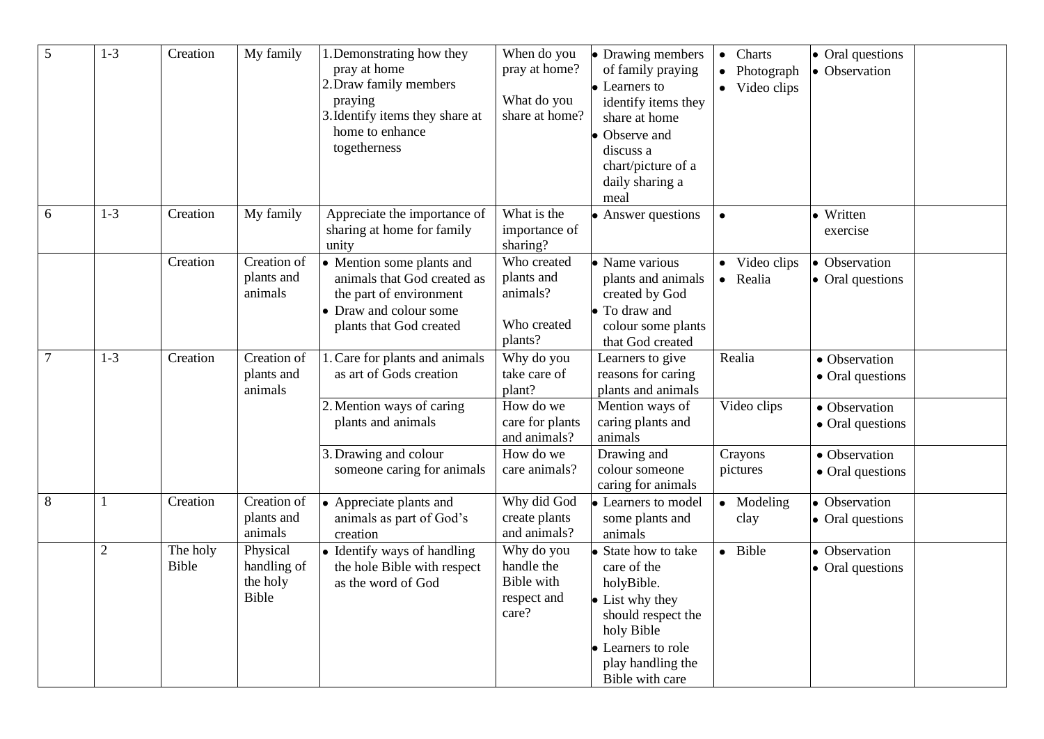| | | | | | | | | | |
|---|---|---|---|---|---|---|---|---|---|
| 5 | 1-3 | Creation | My family | 1. Demonstrating how they pray at home<br>2. Draw family members praying<br>3. Identify items they share at home to enhance togetherness | When do you pray at home?<br><br>What do you share at home? | • Drawing members of family praying<br>• Learners to identify items they share at home<br>• Observe and discuss a chart/picture of a daily sharing a meal | • Charts<br>• Photograph<br>• Video clips | • Oral questions<br>• Observation | |
| 6 | 1-3 | Creation | My family | Appreciate the importance of sharing at home for family unity | What is the importance of sharing? | • Answer questions | • | • Written exercise | |
| | | Creation | Creation of plants and animals | • Mention some plants and animals that God created as the part of environment<br>• Draw and colour some plants that God created | Who created plants and animals?<br><br>Who created plants? | • Name various plants and animals created by God<br>• To draw and colour some plants that God created | • Video clips<br>• Realia | • Observation<br>• Oral questions | |
| 7 | 1-3 | Creation | Creation of plants and animals | 1. Care for plants and animals as art of Gods creation | Why do you take care of plant? | Learners to give reasons for caring plants and animals | Realia | • Observation<br>• Oral questions | |
| | | | | 2. Mention ways of caring plants and animals | How do we care for plants and animals? | Mention ways of caring plants and animals | Video clips | • Observation<br>• Oral questions | |
| | | | | 3. Drawing and colour someone caring for animals | How do we care animals? | Drawing and colour someone caring for animals | Crayons pictures | • Observation<br>• Oral questions | |
| 8 | 1 | Creation | Creation of plants and animals | • Appreciate plants and animals as part of God's creation | Why did God create plants and animals? | • Learners to model some plants and animals | • Modeling clay | • Observation<br>• Oral questions | |
| | 2 | The holy Bible | Physical handling of the holy Bible | • Identify ways of handling the hole Bible with respect as the word of God | Why do you handle the Bible with respect and care? | • State how to take care of the holyBible.<br>• List why they should respect the holy Bible<br>• Learners to role play handling the Bible with care | • Bible | • Observation<br>• Oral questions | |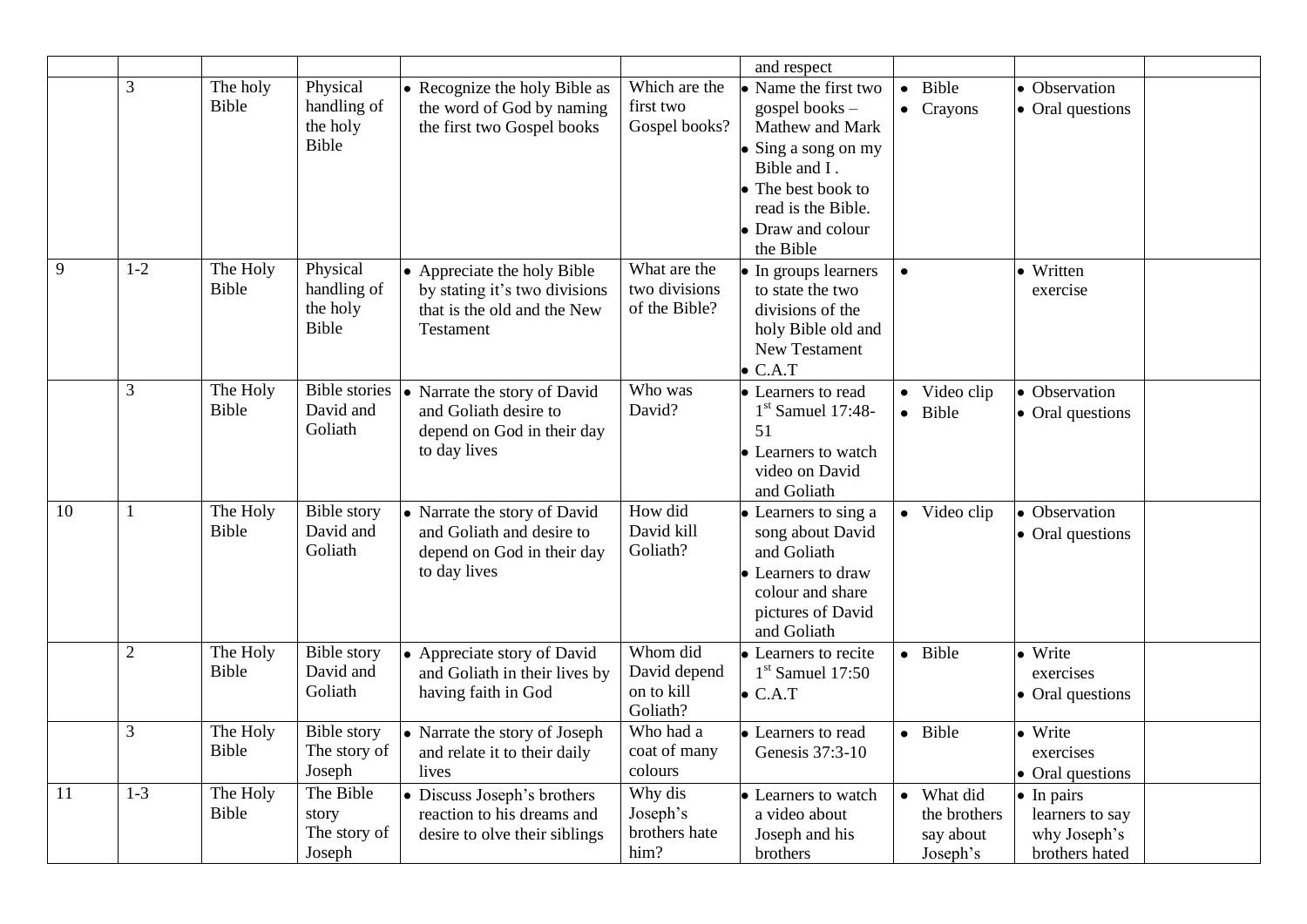| | | | | | | and respect | | | |
|---|---|---|---|---|---|---|---|---|---|
| | 3 | The holy Bible | Physical handling of the holy Bible | • Recognize the holy Bible as the word of God by naming the first two Gospel books | Which are the first two Gospel books? | • Name the first two gospel books – Mathew and Mark<br>• Sing a song on my Bible and I .<br>• The best book to read is the Bible.<br>• Draw and colour the Bible | • Bible<br>• Crayons | • Observation<br>• Oral questions | |
| 9 | 1-2 | The Holy Bible | Physical handling of the holy Bible | • Appreciate the holy Bible by stating it's two divisions that is the old and the New Testament | What are the two divisions of the Bible? | • In groups learners to state the two divisions of the holy Bible old and New Testament<br>• C.A.T | • | • Written exercise | |
| | 3 | The Holy Bible | Bible stories David and Goliath | • Narrate the story of David and Goliath desire to depend on God in their day to day lives | Who was David? | • Learners to read 1st Samuel 17:48-51<br>• Learners to watch video on David and Goliath | • Video clip<br>• Bible | • Observation<br>• Oral questions | |
| 10 | 1 | The Holy Bible | Bible story David and Goliath | • Narrate the story of David and Goliath and desire to depend on God in their day to day lives | How did David kill Goliath? | • Learners to sing a song about David and Goliath<br>• Learners to draw colour and share pictures of David and Goliath | • Video clip | • Observation<br>• Oral questions | |
| | 2 | The Holy Bible | Bible story David and Goliath | • Appreciate story of David and Goliath in their lives by having faith in God | Whom did David depend on to kill Goliath? | • Learners to recite 1st Samuel 17:50<br>• C.A.T | • Bible | • Write exercises<br>• Oral questions | |
| | 3 | The Holy Bible | Bible story The story of Joseph | • Narrate the story of Joseph and relate it to their daily lives | Who had a coat of many colours | • Learners to read Genesis 37:3-10 | • Bible | • Write exercises<br>• Oral questions | |
| 11 | 1-3 | The Holy Bible | The Bible story The story of Joseph | • Discuss Joseph's brothers reaction to his dreams and desire to olve their siblings | Why dis Joseph's brothers hate him? | • Learners to watch a video about Joseph and his brothers | • What did the brothers say about Joseph's | • In pairs learners to say why Joseph's brothers hated | |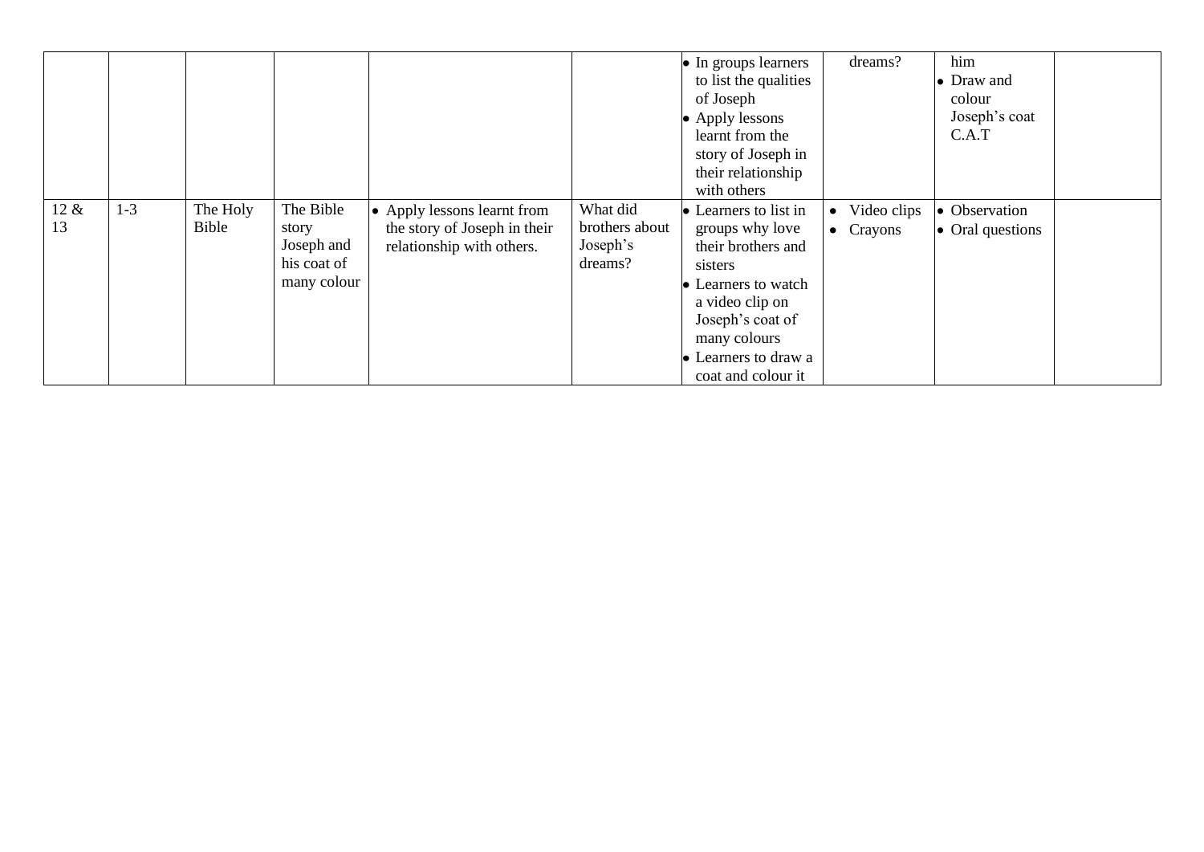| | | | | | | | | | |
|---|---|---|---|---|---|---|---|---|---|
| | | | | | | • In groups learners to list the qualities of Joseph<br>• Apply lessons learnt from the story of Joseph in their relationship with others | dreams? | him<br>• Draw and colour Joseph's coat C.A.T | |
| 12 & 13 | 1-3 | The Holy Bible | The Bible story Joseph and his coat of many colour | • Apply lessons learnt from the story of Joseph in their relationship with others. | What did brothers about Joseph's dreams? | • Learners to list in groups why love their brothers and sisters<br>• Learners to watch a video clip on Joseph's coat of many colours<br>• Learners to draw a coat and colour it | • Video clips<br>• Crayons | • Observation<br>• Oral questions | |